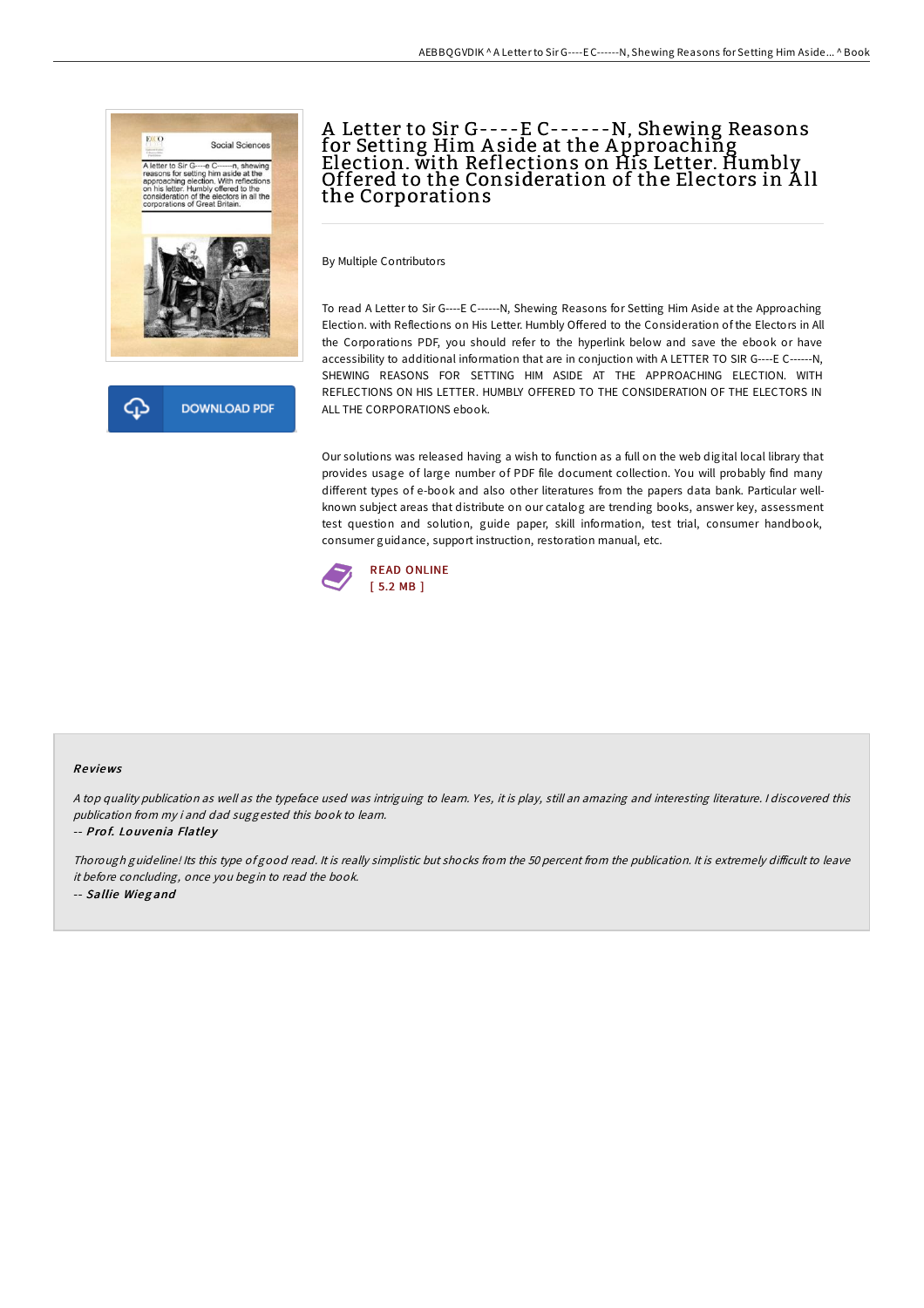# A Letter to Sir G----E C------N, Shewing Reasons for Setting Him Aside at the Approaching Election. with Reflections on His Letter. Humbly Offered to the Consideration of the Electors in All the Corporations

DOWNLOAD PDF

By Multiple Contributors

To read A Letter to Sir G----E C------N, Shewing Reasons for Setting Him Aside at the Approaching Election. with Reflections on His Letter. Humbly Offered to the Consideration of the Electors in All the Corporations PDF, you should refer to the hyperlink below and save the ebook or have accessibility to additional information that are in conjuction with A LETTER TO SIR G----E C------N, SHEWING REASONS FOR SETTING HIM ASIDE AT THE APPROACHING ELECTION. WITH REFLECTIONS ON HIS LETTER. HUMBLY OFFERED TO THE CONSIDERATION OF THE ELECTORS IN ALL THE CORPORATIONS ebook.

Our solutions was released having a wish to function as a full on the web digital local library that provides usage of large number of PDF file document collection. You will probably find many different types of e-book and also other literatures from the papers data bank. Particular well-known subject areas that distribute on our catalog are trending books, answer key, assessment test question and solution, guide paper, skill information, test trial, consumer handbook, consumer guidance, support instruction, restoration manual, etc.

READ ONLINE
[ 5.2 MB ]

## Reviews

*A top quality publication as well as the typeface used was intriguing to learn. Yes, it is play, still an amazing and interesting literature. I discovered this publication from my i and dad suggested this book to learn.*

-- ***Prof. Louvenia Flatley***

*Thorough guideline! Its this type of good read. It is really simplistic but shocks from the 50 percent from the publication. It is extremely difficult to leave it before concluding, once you begin to read the book.*

-- ***Sallie Wiegand***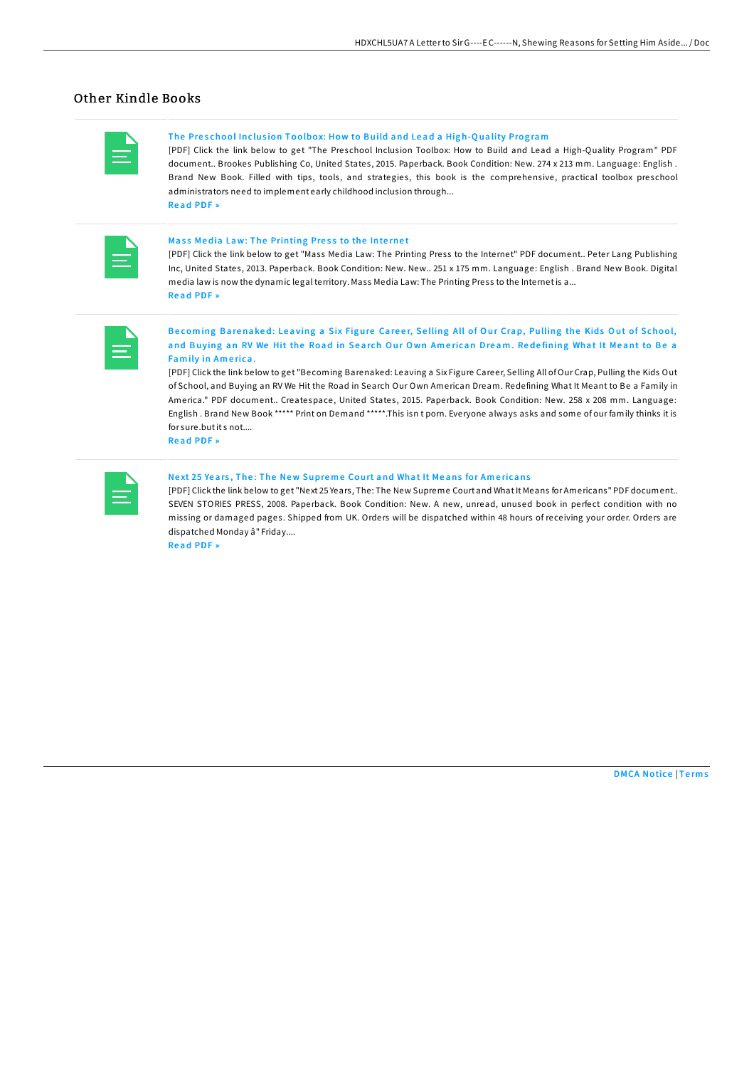## Other Kindle Books

### The Preschool Inclusion Toolbox: How to Build and Lead a High-Quality Program

[PDF] Click the link below to get "The Preschool Inclusion Toolbox: How to Build and Lead a High-Quality Program" PDF document.. Brookes Publishing Co, United States, 2015. Paperback. Book Condition: New. 274 x 213 mm. Language: English . Brand New Book. Filled with tips, tools, and strategies, this book is the comprehensive, practical toolbox preschool administrators need to implement early childhood inclusion through...

Read PDF »

### Mass Media Law: The Printing Press to the Internet

[PDF] Click the link below to get "Mass Media Law: The Printing Press to the Internet" PDF document.. Peter Lang Publishing Inc, United States, 2013. Paperback. Book Condition: New. New.. 251 x 175 mm. Language: English . Brand New Book. Digital media law is now the dynamic legal territory. Mass Media Law: The Printing Press to the Internet is a...

Read PDF »

### Becoming Barenaked: Leaving a Six Figure Career, Selling All of Our Crap, Pulling the Kids Out of School, and Buying an RV We Hit the Road in Search Our Own American Dream. Redefining What It Meant to Be a Family in America.

[PDF] Click the link below to get "Becoming Barenaked: Leaving a Six Figure Career, Selling All of Our Crap, Pulling the Kids Out of School, and Buying an RV We Hit the Road in Search Our Own American Dream. Redefining What It Meant to Be a Family in America." PDF document.. Createspace, United States, 2015. Paperback. Book Condition: New. 258 x 208 mm. Language: English . Brand New Book ***** Print on Demand *****.This isn t porn. Everyone always asks and some of our family thinks it is for sure.but it s not....

Read PDF »

### Next 25 Years, The: The New Supreme Court and What It Means for Americans

[PDF] Click the link below to get "Next 25 Years, The: The New Supreme Court and What It Means for Americans" PDF document.. SEVEN STORIES PRESS, 2008. Paperback. Book Condition: New. A new, unread, unused book in perfect condition with no missing or damaged pages. Shipped from UK. Orders will be dispatched within 48 hours of receiving your order. Orders are dispatched Monday â" Friday....

Read PDF »

DMCA Notice | Terms